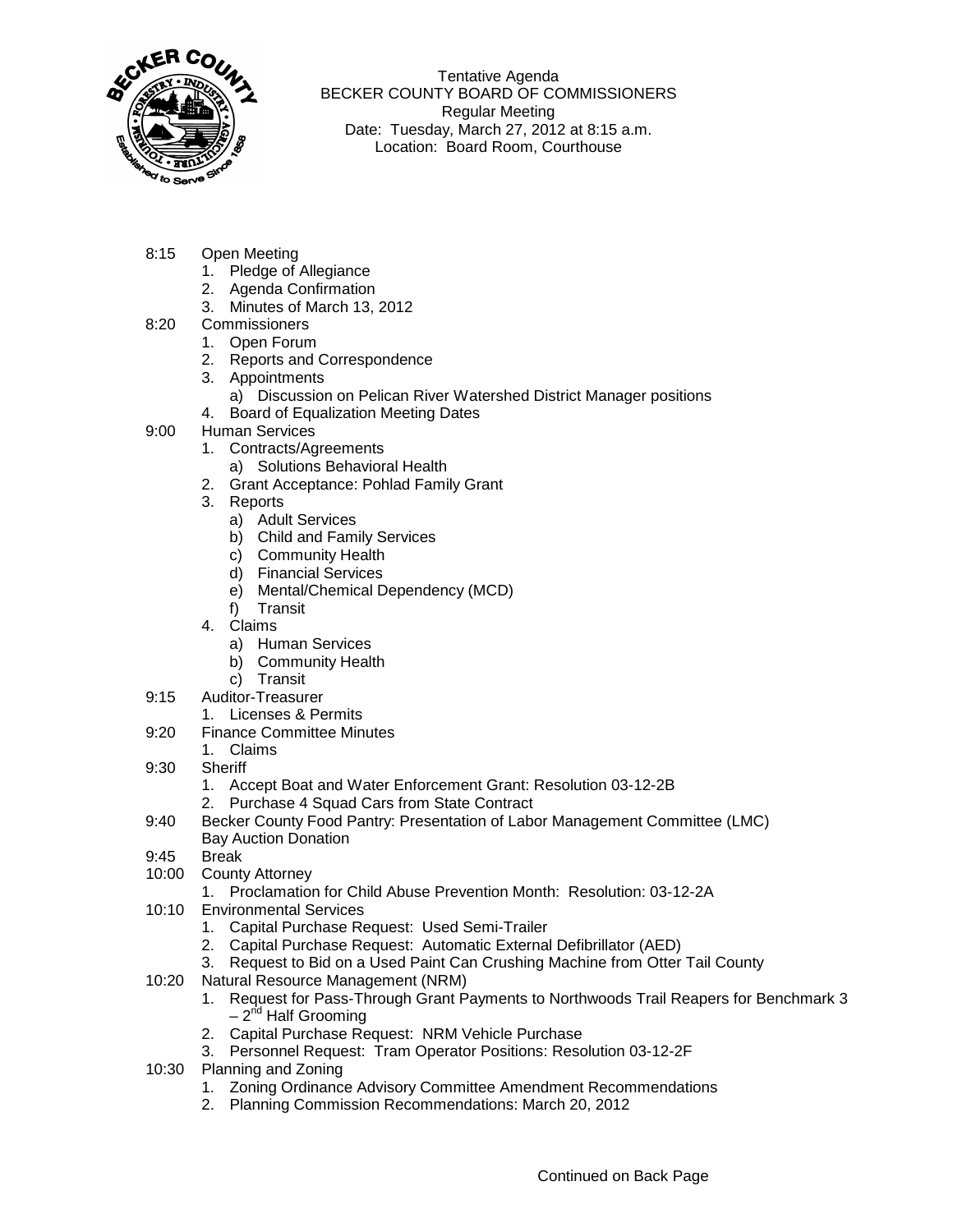Tentative Agenda
BECKER COUNTY BOARD OF COMMISSIONERS
Regular Meeting
Date: Tuesday, March 27, 2012 at 8:15 a.m.
Location: Board Room, Courthouse

8:15 Open Meeting
1. Pledge of Allegiance
2. Agenda Confirmation
3. Minutes of March 13, 2012

8:20 Commissioners
1. Open Forum
2. Reports and Correspondence
3. Appointments
   a) Discussion on Pelican River Watershed District Manager positions
4. Board of Equalization Meeting Dates

9:00 Human Services
1. Contracts/Agreements
   a) Solutions Behavioral Health
2. Grant Acceptance: Pohlad Family Grant
3. Reports
   a) Adult Services
   b) Child and Family Services
   c) Community Health
   d) Financial Services
   e) Mental/Chemical Dependency (MCD)
   f) Transit
4. Claims
   a) Human Services
   b) Community Health
   c) Transit

9:15 Auditor-Treasurer
1. Licenses & Permits

9:20 Finance Committee Minutes
1. Claims

9:30 Sheriff
1. Accept Boat and Water Enforcement Grant: Resolution 03-12-2B
2. Purchase 4 Squad Cars from State Contract

9:40 Becker County Food Pantry: Presentation of Labor Management Committee (LMC) Bay Auction Donation

9:45 Break

10:00 County Attorney
1. Proclamation for Child Abuse Prevention Month: Resolution: 03-12-2A

10:10 Environmental Services
1. Capital Purchase Request: Used Semi-Trailer
2. Capital Purchase Request: Automatic External Defibrillator (AED)
3. Request to Bid on a Used Paint Can Crushing Machine from Otter Tail County

10:20 Natural Resource Management (NRM)
1. Request for Pass-Through Grant Payments to Northwoods Trail Reapers for Benchmark 3 – 2nd Half Grooming
2. Capital Purchase Request: NRM Vehicle Purchase
3. Personnel Request: Tram Operator Positions: Resolution 03-12-2F

10:30 Planning and Zoning
1. Zoning Ordinance Advisory Committee Amendment Recommendations
2. Planning Commission Recommendations: March 20, 2012

Continued on Back Page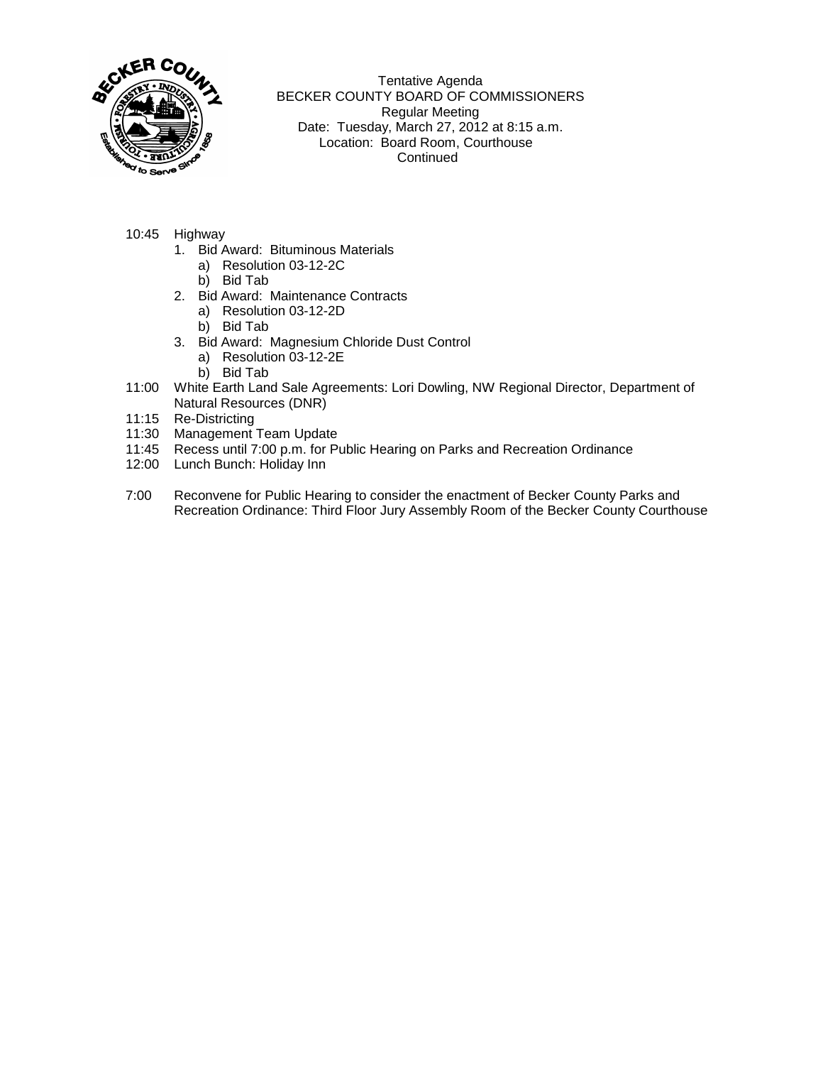Tentative Agenda
BECKER COUNTY BOARD OF COMMISSIONERS
Regular Meeting
Date: Tuesday, March 27, 2012 at 8:15 a.m.
Location: Board Room, Courthouse
Continued

10:45 Highway

1. Bid Award: Bituminous Materials
   a) Resolution 03-12-2C
   b) Bid Tab
2. Bid Award: Maintenance Contracts
   a) Resolution 03-12-2D
   b) Bid Tab
3. Bid Award: Magnesium Chloride Dust Control
   a) Resolution 03-12-2E
   b) Bid Tab

11:00 White Earth Land Sale Agreements: Lori Dowling, NW Regional Director, Department of Natural Resources (DNR)

11:15 Re-Districting

11:30 Management Team Update

11:45 Recess until 7:00 p.m. for Public Hearing on Parks and Recreation Ordinance

12:00 Lunch Bunch: Holiday Inn

7:00 Reconvene for Public Hearing to consider the enactment of Becker County Parks and Recreation Ordinance: Third Floor Jury Assembly Room of the Becker County Courthouse